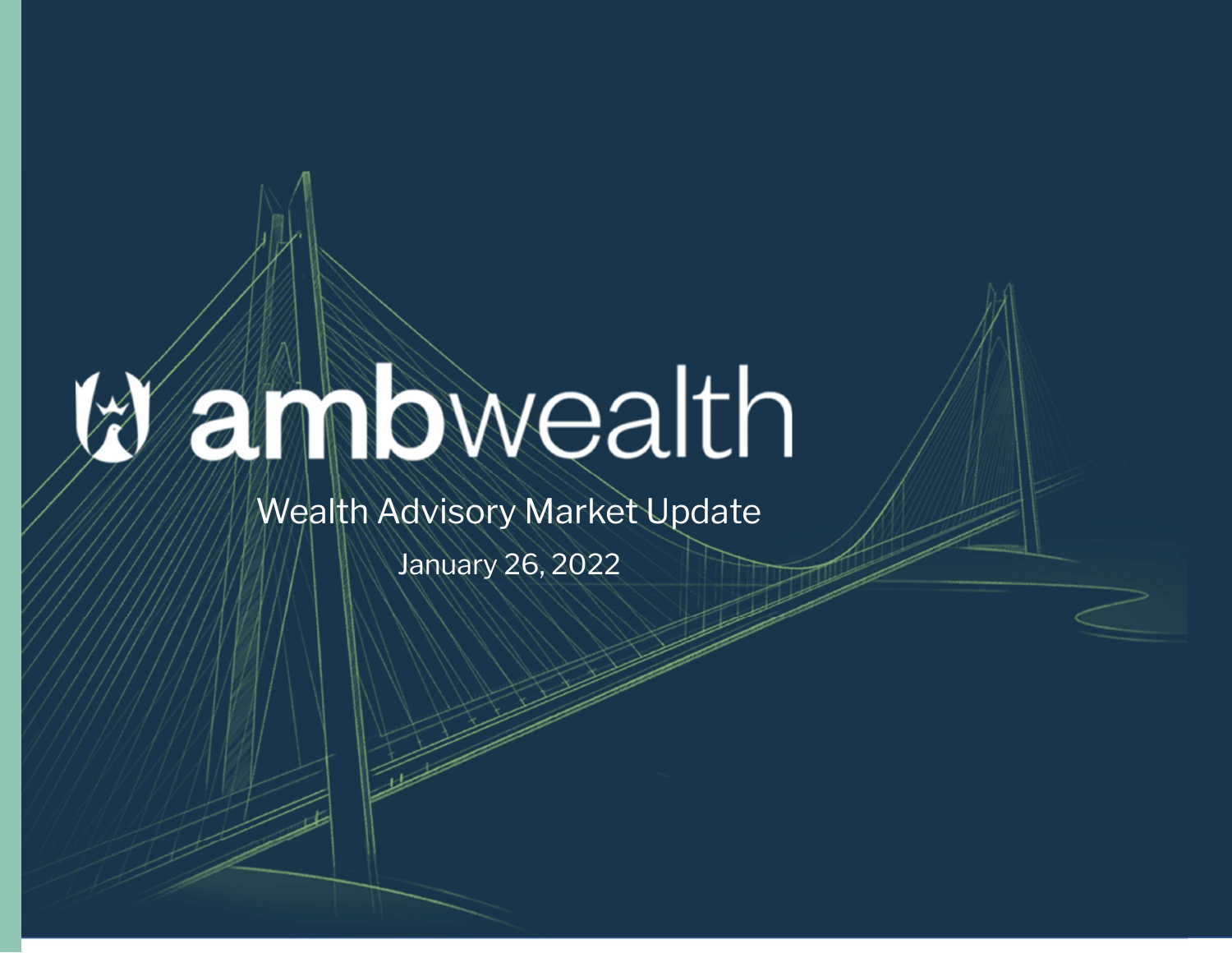# ambwealth

## Wealth Advisory Market Update

January 26, 2022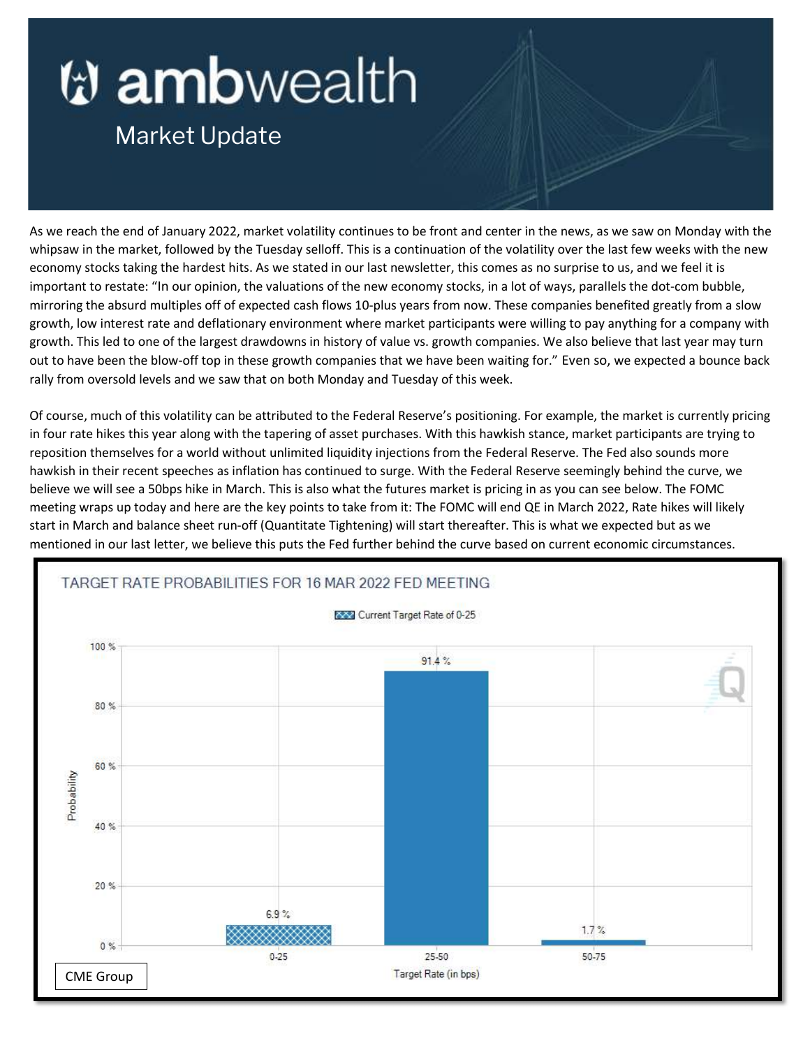# ambwealth

## Market Update

As we reach the end of January 2022, market volatility continues to be front and center in the news, as we saw on Monday with the whipsaw in the market, followed by the Tuesday selloff. This is a continuation of the volatility over the last few weeks with the new economy stocks taking the hardest hits. As we stated in our last newsletter, this comes as no surprise to us, and we feel it is important to restate: "In our opinion, the valuations of the new economy stocks, in a lot of ways, parallels the dot-com bubble, mirroring the absurd multiples off of expected cash flows 10-plus years from now. These companies benefited greatly from a slow growth, low interest rate and deflationary environment where market participants were willing to pay anything for a company with growth. This led to one of the largest drawdowns in history of value vs. growth companies. We also believe that last year may turn out to have been the blow-off top in these growth companies that we have been waiting for." Even so, we expected a bounce back rally from oversold levels and we saw that on both Monday and Tuesday of this week.

Of course, much of this volatility can be attributed to the Federal Reserve's positioning. For example, the market is currently pricing in four rate hikes this year along with the tapering of asset purchases. With this hawkish stance, market participants are trying to reposition themselves for a world without unlimited liquidity injections from the Federal Reserve. The Fed also sounds more hawkish in their recent speeches as inflation has continued to surge. With the Federal Reserve seemingly behind the curve, we believe we will see a 50bps hike in March. This is also what the futures market is pricing in as you can see below. The FOMC meeting wraps up today and here are the key points to take from it: The FOMC will end QE in March 2022, Rate hikes will likely start in March and balance sheet run-off (Quantitate Tightening) will start thereafter. This is what we expected but as we mentioned in our last letter, we believe this puts the Fed further behind the curve based on current economic circumstances.

TARGET RATE PROBABILITIES FOR 16 MAR 2022 FED MEETING

Current Target Rate of 0-25

Probability

100 %
80 %
60 %
40 %
20 %
0 %

6.9 %
91.4 %
1.7 %

0-25
25-50
50-75

Target Rate (in bps)

CME Group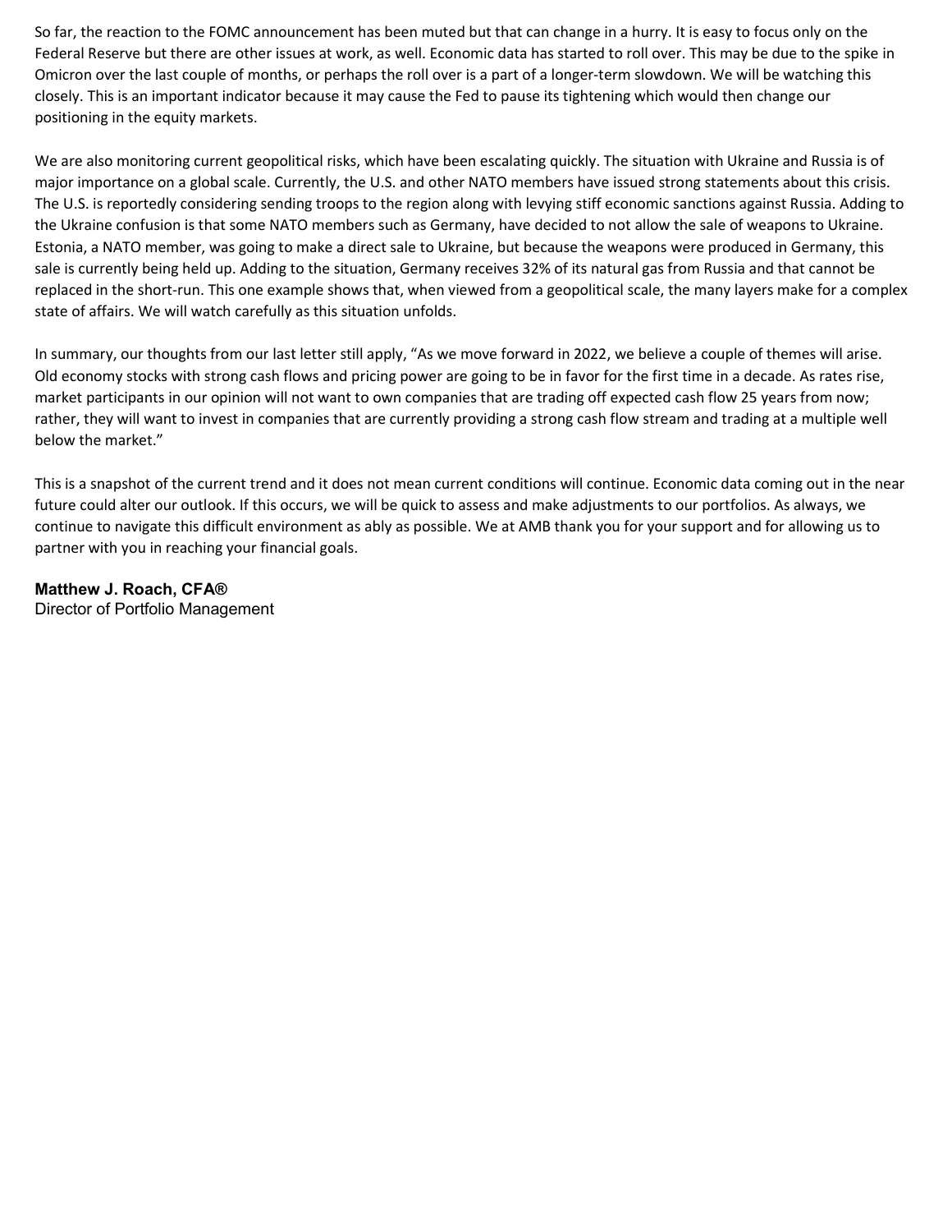So far, the reaction to the FOMC announcement has been muted but that can change in a hurry. It is easy to focus only on the Federal Reserve but there are other issues at work, as well. Economic data has started to roll over. This may be due to the spike in Omicron over the last couple of months, or perhaps the roll over is a part of a longer-term slowdown. We will be watching this closely. This is an important indicator because it may cause the Fed to pause its tightening which would then change our positioning in the equity markets.

We are also monitoring current geopolitical risks, which have been escalating quickly. The situation with Ukraine and Russia is of major importance on a global scale. Currently, the U.S. and other NATO members have issued strong statements about this crisis. The U.S. is reportedly considering sending troops to the region along with levying stiff economic sanctions against Russia. Adding to the Ukraine confusion is that some NATO members such as Germany, have decided to not allow the sale of weapons to Ukraine. Estonia, a NATO member, was going to make a direct sale to Ukraine, but because the weapons were produced in Germany, this sale is currently being held up. Adding to the situation, Germany receives 32% of its natural gas from Russia and that cannot be replaced in the short-run. This one example shows that, when viewed from a geopolitical scale, the many layers make for a complex state of affairs. We will watch carefully as this situation unfolds.

In summary, our thoughts from our last letter still apply, "As we move forward in 2022, we believe a couple of themes will arise. Old economy stocks with strong cash flows and pricing power are going to be in favor for the first time in a decade. As rates rise, market participants in our opinion will not want to own companies that are trading off expected cash flow 25 years from now; rather, they will want to invest in companies that are currently providing a strong cash flow stream and trading at a multiple well below the market."

This is a snapshot of the current trend and it does not mean current conditions will continue. Economic data coming out in the near future could alter our outlook. If this occurs, we will be quick to assess and make adjustments to our portfolios. As always, we continue to navigate this difficult environment as ably as possible. We at AMB thank you for your support and for allowing us to partner with you in reaching your financial goals.

**Matthew J. Roach, CFA®**
Director of Portfolio Management